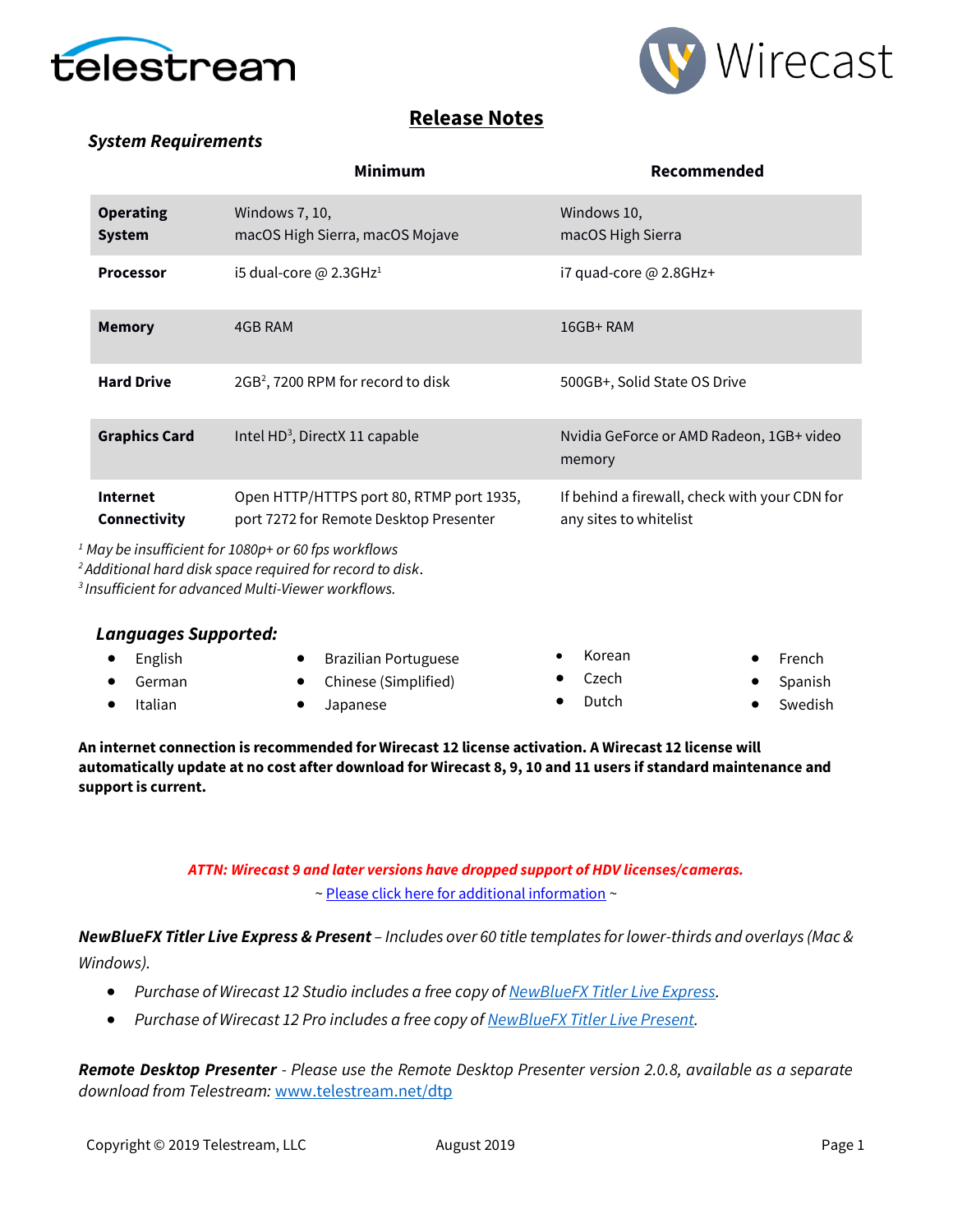# Release Notes

### *System Requirements*

| | Minimum | Recommended |
|---|---|---|
| **Operating System** | Windows 7, 10, macOS High Sierra, macOS Mojave | Windows 10, macOS High Sierra |
| **Processor** | i5 dual-core @ 2.3GHz[1] | i7 quad-core @ 2.8GHz+ |
| **Memory** | 4GB RAM | 16GB+ RAM |
| **Hard Drive** | 2GB[2], 7200 RPM for record to disk | 500GB+, Solid State OS Drive |
| **Graphics Card** | Intel HD[3], DirectX 11 capable | Nvidia GeForce or AMD Radeon, 1GB+ video memory |
| **Internet Connectivity** | Open HTTP/HTTPS port 80, RTMP port 1935, port 7272 for Remote Desktop Presenter | If behind a firewall, check with your CDN for any sites to whitelist |

[1] *May be insufficient for 1080p+ or 60 fps workflows*
[2] *Additional hard disk space required for record to disk.*
[3] *Insufficient for advanced Multi-Viewer workflows.*

### *Languages Supported:*

- English
- German
- Italian
- Brazilian Portuguese
- Chinese (Simplified)
- Japanese
- Korean
- Czech
- Dutch
- French
- Spanish
- Swedish

**An internet connection is recommended for Wirecast 12 license activation. A Wirecast 12 license will automatically update at no cost after download for Wirecast 8, 9, 10 and 11 users if standard maintenance and support is current.**

***ATTN: Wirecast 9 and later versions have dropped support of HDV licenses/cameras.***

~ Please click here for additional information ~

***NewBlueFX Titler Live Express & Present*** *– Includes over 60 title templates for lower-thirds and overlays (Mac & Windows).*

- *Purchase of Wirecast 12 Studio includes a free copy of NewBlueFX Titler Live Express.*
- *Purchase of Wirecast 12 Pro includes a free copy of NewBlueFX Titler Live Present.*

***Remote Desktop Presenter*** *- Please use the Remote Desktop Presenter version 2.0.8, available as a separate download from Telestream:* www.telestream.net/dtp

Copyright © 2019 Telestream, LLC August 2019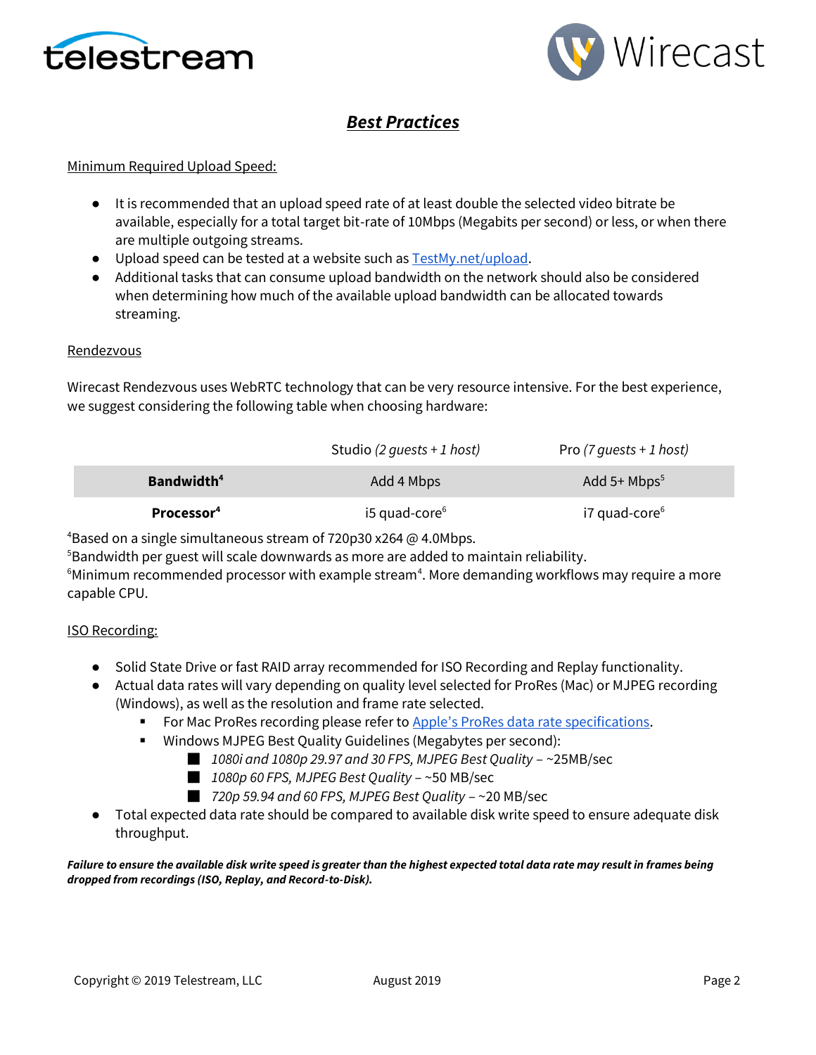# ***Best Practices***

Minimum Required Upload Speed:

- It is recommended that an upload speed rate of at least double the selected video bitrate be available, especially for a total target bit-rate of 10Mbps (Megabits per second) or less, or when there are multiple outgoing streams.
- Upload speed can be tested at a website such as [TestMy.net/upload](TestMy.net/upload).
- Additional tasks that can consume upload bandwidth on the network should also be considered when determining how much of the available upload bandwidth can be allocated towards streaming.

Rendezvous

Wirecast Rendezvous uses WebRTC technology that can be very resource intensive. For the best experience, we suggest considering the following table when choosing hardware:

| | Studio *(2 guests + 1 host)* | Pro *(7 guests + 1 host)* |
|---|---|---|
| **Bandwidth**[4] | Add 4 Mbps | Add 5+ Mbps[5] |
| **Processor**[4] | i5 quad-core[6] | i7 quad-core[6] |

[4]Based on a single simultaneous stream of 720p30 x264 @ 4.0Mbps.
[5]Bandwidth per guest will scale downwards as more are added to maintain reliability.
[6]Minimum recommended processor with example stream[4]. More demanding workflows may require a more capable CPU.

ISO Recording:

- Solid State Drive or fast RAID array recommended for ISO Recording and Replay functionality.
- Actual data rates will vary depending on quality level selected for ProRes (Mac) or MJPEG recording (Windows), as well as the resolution and frame rate selected.
  - For Mac ProRes recording please refer to [Apple's ProRes data rate specifications](Apple's ProRes data rate specifications).
  - Windows MJPEG Best Quality Guidelines (Megabytes per second):
    - *1080i and 1080p 29.97 and 30 FPS, MJPEG Best Quality* – ~25MB/sec
    - *1080p 60 FPS, MJPEG Best Quality* – ~50 MB/sec
    - *720p 59.94 and 60 FPS, MJPEG Best Quality* – ~20 MB/sec
- Total expected data rate should be compared to available disk write speed to ensure adequate disk throughput.

***Failure to ensure the available disk write speed is greater than the highest expected total data rate may result in frames being dropped from recordings (ISO, Replay, and Record-to-Disk).***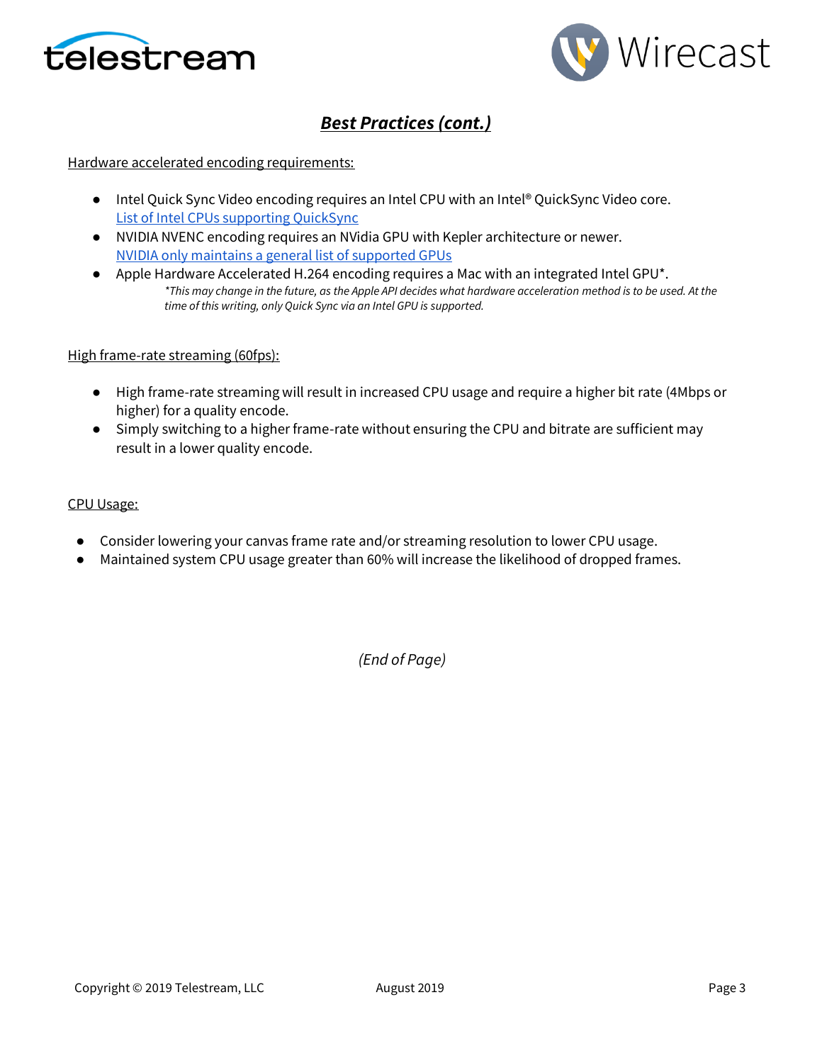## ***Best Practices (cont.)***

Hardware accelerated encoding requirements:

- Intel Quick Sync Video encoding requires an Intel CPU with an Intel® QuickSync Video core. List of Intel CPUs supporting QuickSync
- NVIDIA NVENC encoding requires an NVidia GPU with Kepler architecture or newer. NVIDIA only maintains a general list of supported GPUs
- Apple Hardware Accelerated H.264 encoding requires a Mac with an integrated Intel GPU*.
  *\*This may change in the future, as the Apple API decides what hardware acceleration method is to be used. At the time of this writing, only Quick Sync via an Intel GPU is supported.*

High frame-rate streaming (60fps):

- High frame-rate streaming will result in increased CPU usage and require a higher bit rate (4Mbps or higher) for a quality encode.
- Simply switching to a higher frame-rate without ensuring the CPU and bitrate are sufficient may result in a lower quality encode.

CPU Usage:

- Consider lowering your canvas frame rate and/or streaming resolution to lower CPU usage.
- Maintained system CPU usage greater than 60% will increase the likelihood of dropped frames.

*(End of Page)*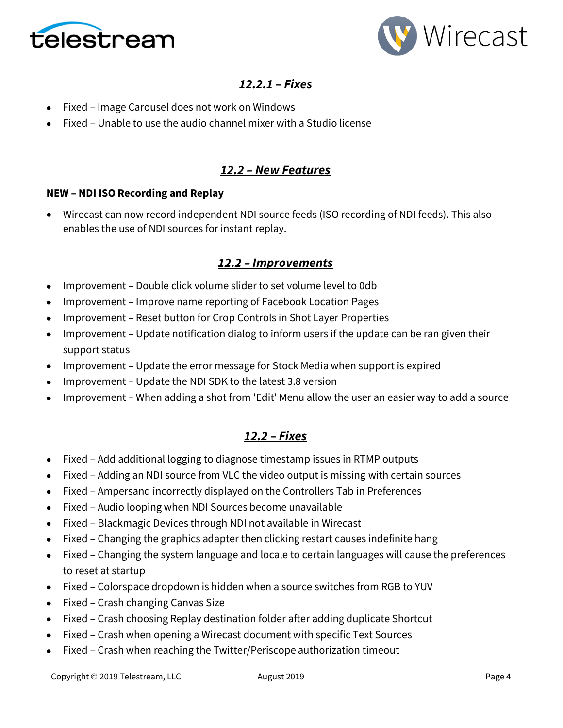## *12.2.1 – Fixes*

- Fixed – Image Carousel does not work on Windows
- Fixed – Unable to use the audio channel mixer with a Studio license

## *12.2 – New Features*

**NEW – NDI ISO Recording and Replay**

- Wirecast can now record independent NDI source feeds (ISO recording of NDI feeds). This also enables the use of NDI sources for instant replay.

## *12.2 – Improvements*

- Improvement – Double click volume slider to set volume level to 0db
- Improvement – Improve name reporting of Facebook Location Pages
- Improvement – Reset button for Crop Controls in Shot Layer Properties
- Improvement – Update notification dialog to inform users if the update can be ran given their support status
- Improvement – Update the error message for Stock Media when support is expired
- Improvement – Update the NDI SDK to the latest 3.8 version
- Improvement – When adding a shot from 'Edit' Menu allow the user an easier way to add a source

## *12.2 – Fixes*

- Fixed – Add additional logging to diagnose timestamp issues in RTMP outputs
- Fixed – Adding an NDI source from VLC the video output is missing with certain sources
- Fixed – Ampersand incorrectly displayed on the Controllers Tab in Preferences
- Fixed – Audio looping when NDI Sources become unavailable
- Fixed – Blackmagic Devices through NDI not available in Wirecast
- Fixed – Changing the graphics adapter then clicking restart causes indefinite hang
- Fixed – Changing the system language and locale to certain languages will cause the preferences to reset at startup
- Fixed – Colorspace dropdown is hidden when a source switches from RGB to YUV
- Fixed – Crash changing Canvas Size
- Fixed – Crash choosing Replay destination folder after adding duplicate Shortcut
- Fixed – Crash when opening a Wirecast document with specific Text Sources
- Fixed – Crash when reaching the Twitter/Periscope authorization timeout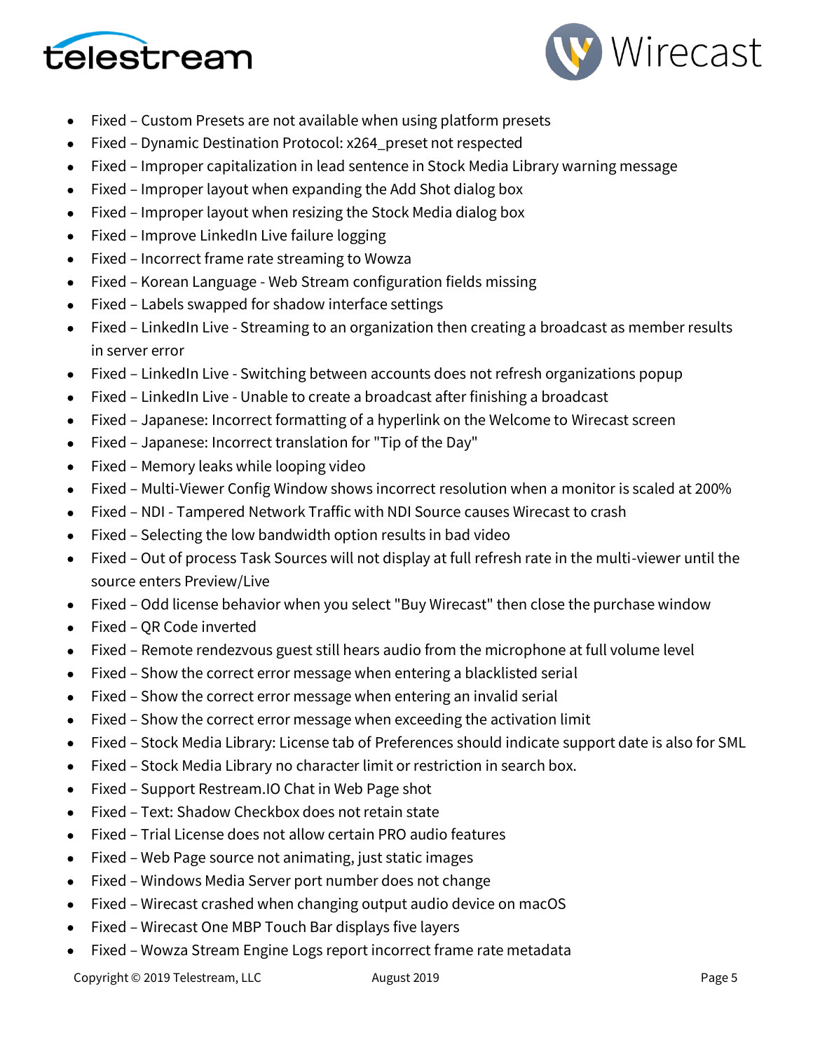- Fixed – Custom Presets are not available when using platform presets
- Fixed – Dynamic Destination Protocol: x264_preset not respected
- Fixed – Improper capitalization in lead sentence in Stock Media Library warning message
- Fixed – Improper layout when expanding the Add Shot dialog box
- Fixed – Improper layout when resizing the Stock Media dialog box
- Fixed – Improve LinkedIn Live failure logging
- Fixed – Incorrect frame rate streaming to Wowza
- Fixed – Korean Language - Web Stream configuration fields missing
- Fixed – Labels swapped for shadow interface settings
- Fixed – LinkedIn Live - Streaming to an organization then creating a broadcast as member results in server error
- Fixed – LinkedIn Live - Switching between accounts does not refresh organizations popup
- Fixed – LinkedIn Live - Unable to create a broadcast after finishing a broadcast
- Fixed – Japanese: Incorrect formatting of a hyperlink on the Welcome to Wirecast screen
- Fixed – Japanese: Incorrect translation for "Tip of the Day"
- Fixed – Memory leaks while looping video
- Fixed – Multi-Viewer Config Window shows incorrect resolution when a monitor is scaled at 200%
- Fixed – NDI - Tampered Network Traffic with NDI Source causes Wirecast to crash
- Fixed – Selecting the low bandwidth option results in bad video
- Fixed – Out of process Task Sources will not display at full refresh rate in the multi-viewer until the source enters Preview/Live
- Fixed – Odd license behavior when you select "Buy Wirecast" then close the purchase window
- Fixed – QR Code inverted
- Fixed – Remote rendezvous guest still hears audio from the microphone at full volume level
- Fixed – Show the correct error message when entering a blacklisted serial
- Fixed – Show the correct error message when entering an invalid serial
- Fixed – Show the correct error message when exceeding the activation limit
- Fixed – Stock Media Library: License tab of Preferences should indicate support date is also for SML
- Fixed – Stock Media Library no character limit or restriction in search box.
- Fixed – Support Restream.IO Chat in Web Page shot
- Fixed – Text: Shadow Checkbox does not retain state
- Fixed – Trial License does not allow certain PRO audio features
- Fixed – Web Page source not animating, just static images
- Fixed – Windows Media Server port number does not change
- Fixed – Wirecast crashed when changing output audio device on macOS
- Fixed – Wirecast One MBP Touch Bar displays five layers
- Fixed – Wowza Stream Engine Logs report incorrect frame rate metadata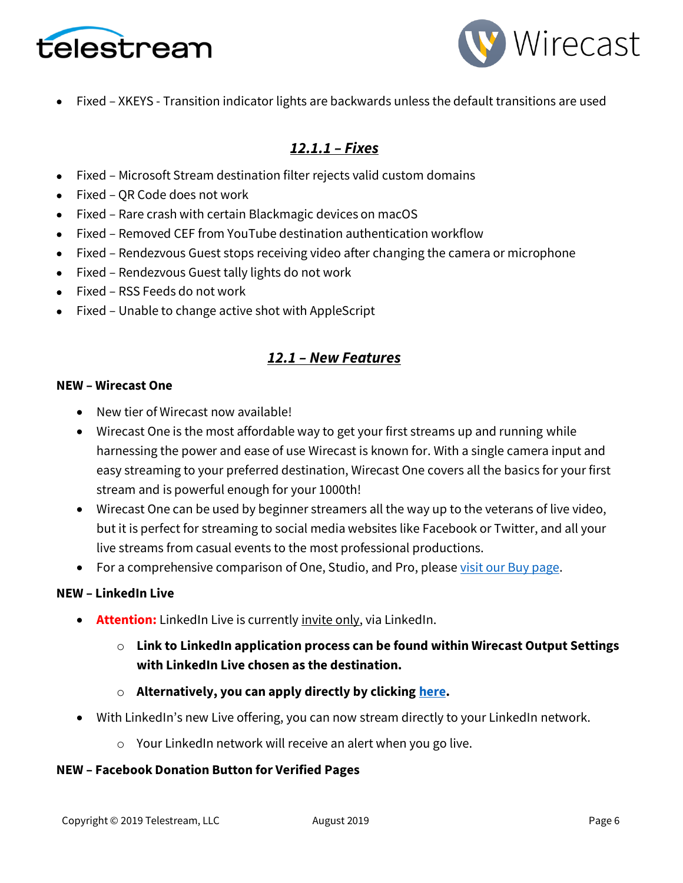- Fixed – XKEYS - Transition indicator lights are backwards unless the default transitions are used

## ***12.1.1 – Fixes***

- Fixed – Microsoft Stream destination filter rejects valid custom domains
- Fixed – QR Code does not work
- Fixed – Rare crash with certain Blackmagic devices on macOS
- Fixed – Removed CEF from YouTube destination authentication workflow
- Fixed – Rendezvous Guest stops receiving video after changing the camera or microphone
- Fixed – Rendezvous Guest tally lights do not work
- Fixed – RSS Feeds do not work
- Fixed – Unable to change active shot with AppleScript

## ***12.1 – New Features***

**NEW – Wirecast One**

- New tier of Wirecast now available!
- Wirecast One is the most affordable way to get your first streams up and running while harnessing the power and ease of use Wirecast is known for. With a single camera input and easy streaming to your preferred destination, Wirecast One covers all the basics for your first stream and is powerful enough for your 1000th!
- Wirecast One can be used by beginner streamers all the way up to the veterans of live video, but it is perfect for streaming to social media websites like Facebook or Twitter, and all your live streams from casual events to the most professional productions.
- For a comprehensive comparison of One, Studio, and Pro, please visit our Buy page.

**NEW – LinkedIn Live**

- **Attention:** LinkedIn Live is currently invite only, via LinkedIn.
  - **Link to LinkedIn application process can be found within Wirecast Output Settings with LinkedIn Live chosen as the destination.**
  - **Alternatively, you can apply directly by clicking here.**
- With LinkedIn's new Live offering, you can now stream directly to your LinkedIn network.
  - Your LinkedIn network will receive an alert when you go live.

**NEW – Facebook Donation Button for Verified Pages**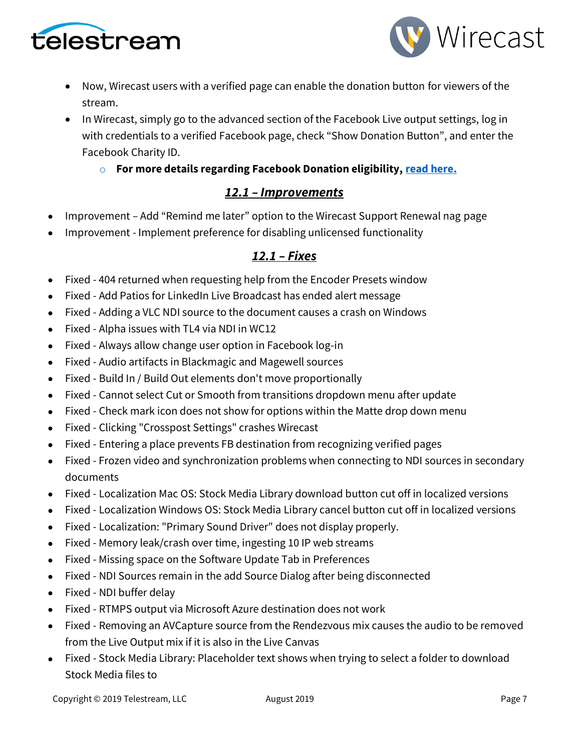- Now, Wirecast users with a verified page can enable the donation button for viewers of the stream.
- In Wirecast, simply go to the advanced section of the Facebook Live output settings, log in with credentials to a verified Facebook page, check "Show Donation Button", and enter the Facebook Charity ID.
    - **For more details regarding Facebook Donation eligibility, read here.**

## ***12.1 – Improvements***

- Improvement – Add "Remind me later" option to the Wirecast Support Renewal nag page
- Improvement - Implement preference for disabling unlicensed functionality

## ***12.1 – Fixes***

- Fixed - 404 returned when requesting help from the Encoder Presets window
- Fixed - Add Patios for LinkedIn Live Broadcast has ended alert message
- Fixed - Adding a VLC NDI source to the document causes a crash on Windows
- Fixed - Alpha issues with TL4 via NDI in WC12
- Fixed - Always allow change user option in Facebook log-in
- Fixed - Audio artifacts in Blackmagic and Magewell sources
- Fixed - Build In / Build Out elements don't move proportionally
- Fixed - Cannot select Cut or Smooth from transitions dropdown menu after update
- Fixed - Check mark icon does not show for options within the Matte drop down menu
- Fixed - Clicking "Crosspost Settings" crashes Wirecast
- Fixed - Entering a place prevents FB destination from recognizing verified pages
- Fixed - Frozen video and synchronization problems when connecting to NDI sources in secondary documents
- Fixed - Localization Mac OS: Stock Media Library download button cut off in localized versions
- Fixed - Localization Windows OS: Stock Media Library cancel button cut off in localized versions
- Fixed - Localization: "Primary Sound Driver" does not display properly.
- Fixed - Memory leak/crash over time, ingesting 10 IP web streams
- Fixed - Missing space on the Software Update Tab in Preferences
- Fixed - NDI Sources remain in the add Source Dialog after being disconnected
- Fixed - NDI buffer delay
- Fixed - RTMPS output via Microsoft Azure destination does not work
- Fixed - Removing an AVCapture source from the Rendezvous mix causes the audio to be removed from the Live Output mix if it is also in the Live Canvas
- Fixed - Stock Media Library: Placeholder text shows when trying to select a folder to download Stock Media files to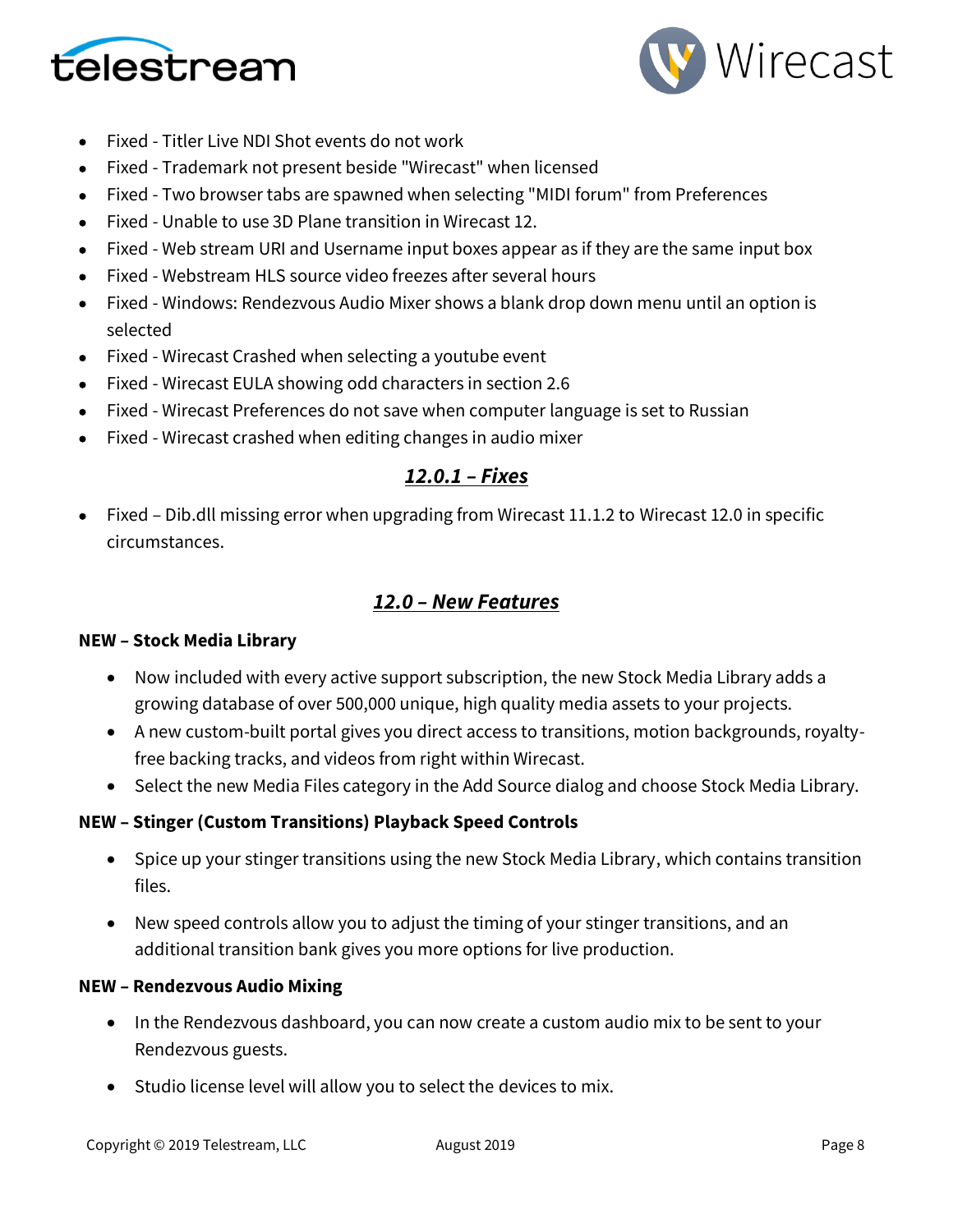- Fixed - Titler Live NDI Shot events do not work
- Fixed - Trademark not present beside "Wirecast" when licensed
- Fixed - Two browser tabs are spawned when selecting "MIDI forum" from Preferences
- Fixed - Unable to use 3D Plane transition in Wirecast 12.
- Fixed - Web stream URI and Username input boxes appear as if they are the same input box
- Fixed - Webstream HLS source video freezes after several hours
- Fixed - Windows: Rendezvous Audio Mixer shows a blank drop down menu until an option is selected
- Fixed - Wirecast Crashed when selecting a youtube event
- Fixed - Wirecast EULA showing odd characters in section 2.6
- Fixed - Wirecast Preferences do not save when computer language is set to Russian
- Fixed - Wirecast crashed when editing changes in audio mixer

## *12.0.1 – Fixes*

- Fixed – Dib.dll missing error when upgrading from Wirecast 11.1.2 to Wirecast 12.0 in specific circumstances.

## *12.0 – New Features*

**NEW – Stock Media Library**

- Now included with every active support subscription, the new Stock Media Library adds a growing database of over 500,000 unique, high quality media assets to your projects.
- A new custom-built portal gives you direct access to transitions, motion backgrounds, royalty-free backing tracks, and videos from right within Wirecast.
- Select the new Media Files category in the Add Source dialog and choose Stock Media Library.

**NEW – Stinger (Custom Transitions) Playback Speed Controls**

- Spice up your stinger transitions using the new Stock Media Library, which contains transition files.
- New speed controls allow you to adjust the timing of your stinger transitions, and an additional transition bank gives you more options for live production.

**NEW – Rendezvous Audio Mixing**

- In the Rendezvous dashboard, you can now create a custom audio mix to be sent to your Rendezvous guests.
- Studio license level will allow you to select the devices to mix.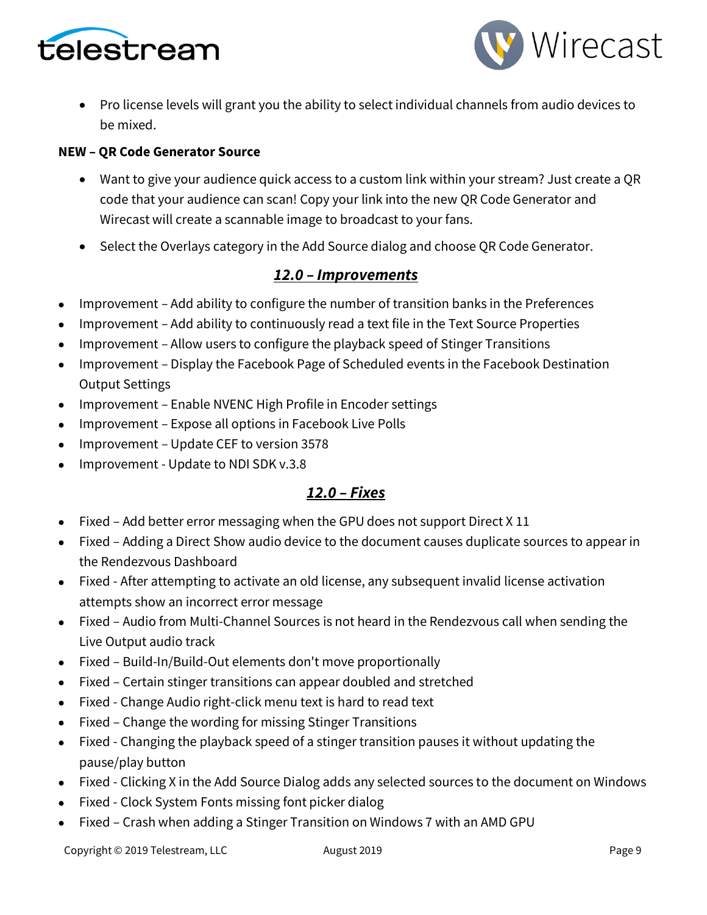- Pro license levels will grant you the ability to select individual channels from audio devices to be mixed.

**NEW – QR Code Generator Source**

- Want to give your audience quick access to a custom link within your stream? Just create a QR code that your audience can scan! Copy your link into the new QR Code Generator and Wirecast will create a scannable image to broadcast to your fans.
- Select the Overlays category in the Add Source dialog and choose QR Code Generator.

## ***12.0 – Improvements***

- Improvement – Add ability to configure the number of transition banks in the Preferences
- Improvement – Add ability to continuously read a text file in the Text Source Properties
- Improvement – Allow users to configure the playback speed of Stinger Transitions
- Improvement – Display the Facebook Page of Scheduled events in the Facebook Destination Output Settings
- Improvement – Enable NVENC High Profile in Encoder settings
- Improvement – Expose all options in Facebook Live Polls
- Improvement – Update CEF to version 3578
- Improvement - Update to NDI SDK v.3.8

## ***12.0 – Fixes***

- Fixed – Add better error messaging when the GPU does not support Direct X 11
- Fixed – Adding a Direct Show audio device to the document causes duplicate sources to appear in the Rendezvous Dashboard
- Fixed - After attempting to activate an old license, any subsequent invalid license activation attempts show an incorrect error message
- Fixed – Audio from Multi-Channel Sources is not heard in the Rendezvous call when sending the Live Output audio track
- Fixed – Build-In/Build-Out elements don't move proportionally
- Fixed – Certain stinger transitions can appear doubled and stretched
- Fixed - Change Audio right-click menu text is hard to read text
- Fixed – Change the wording for missing Stinger Transitions
- Fixed - Changing the playback speed of a stinger transition pauses it without updating the pause/play button
- Fixed - Clicking X in the Add Source Dialog adds any selected sources to the document on Windows
- Fixed - Clock System Fonts missing font picker dialog
- Fixed – Crash when adding a Stinger Transition on Windows 7 with an AMD GPU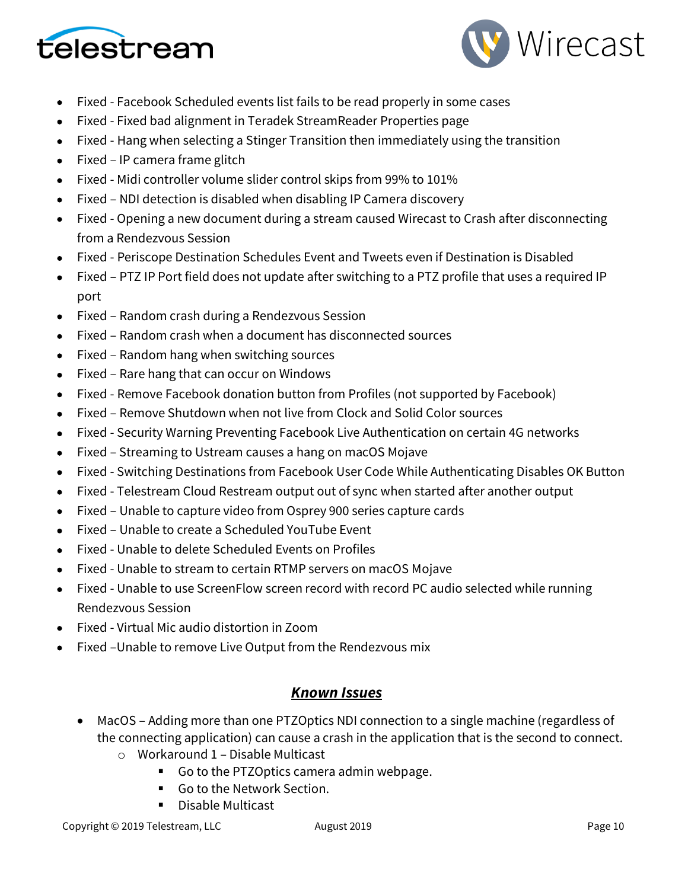- Fixed - Facebook Scheduled events list fails to be read properly in some cases
- Fixed - Fixed bad alignment in Teradek StreamReader Properties page
- Fixed - Hang when selecting a Stinger Transition then immediately using the transition
- Fixed – IP camera frame glitch
- Fixed - Midi controller volume slider control skips from 99% to 101%
- Fixed – NDI detection is disabled when disabling IP Camera discovery
- Fixed - Opening a new document during a stream caused Wirecast to Crash after disconnecting from a Rendezvous Session
- Fixed - Periscope Destination Schedules Event and Tweets even if Destination is Disabled
- Fixed – PTZ IP Port field does not update after switching to a PTZ profile that uses a required IP port
- Fixed – Random crash during a Rendezvous Session
- Fixed – Random crash when a document has disconnected sources
- Fixed – Random hang when switching sources
- Fixed – Rare hang that can occur on Windows
- Fixed - Remove Facebook donation button from Profiles (not supported by Facebook)
- Fixed – Remove Shutdown when not live from Clock and Solid Color sources
- Fixed - Security Warning Preventing Facebook Live Authentication on certain 4G networks
- Fixed – Streaming to Ustream causes a hang on macOS Mojave
- Fixed - Switching Destinations from Facebook User Code While Authenticating Disables OK Button
- Fixed - Telestream Cloud Restream output out of sync when started after another output
- Fixed – Unable to capture video from Osprey 900 series capture cards
- Fixed – Unable to create a Scheduled YouTube Event
- Fixed - Unable to delete Scheduled Events on Profiles
- Fixed - Unable to stream to certain RTMP servers on macOS Mojave
- Fixed - Unable to use ScreenFlow screen record with record PC audio selected while running Rendezvous Session
- Fixed - Virtual Mic audio distortion in Zoom
- Fixed –Unable to remove Live Output from the Rendezvous mix

## ***Known Issues***

- MacOS – Adding more than one PTZOptics NDI connection to a single machine (regardless of the connecting application) can cause a crash in the application that is the second to connect.
  - Workaround 1 – Disable Multicast
    - Go to the PTZOptics camera admin webpage.
    - Go to the Network Section.
    - Disable Multicast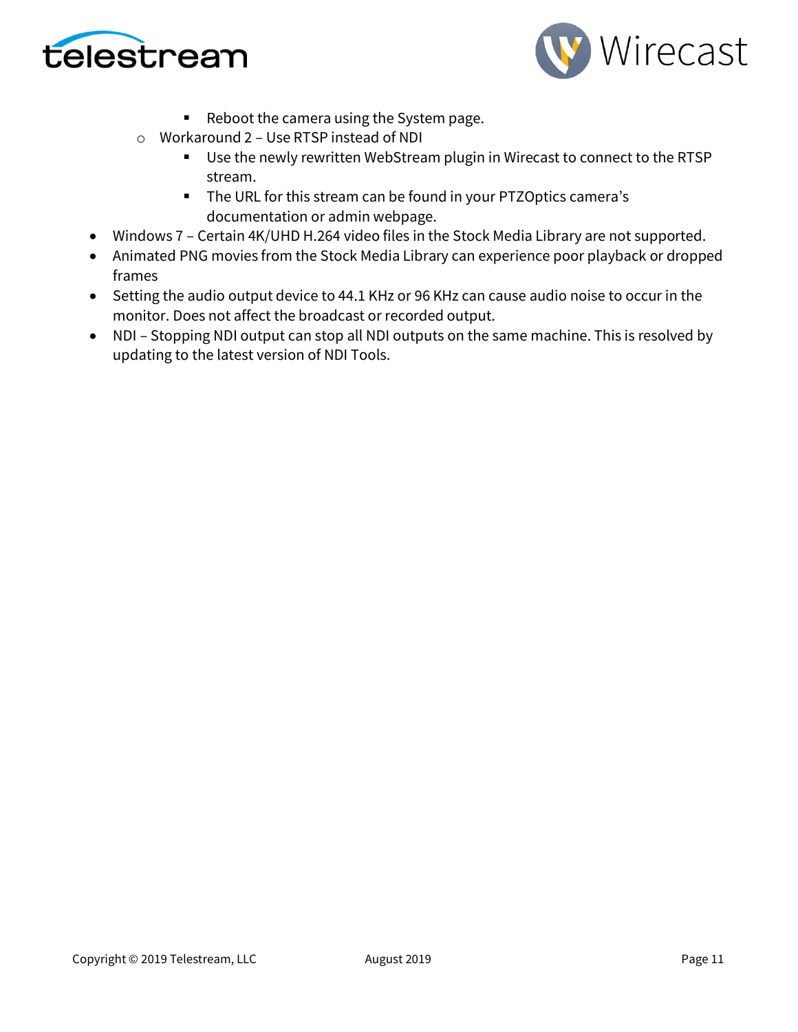- Reboot the camera using the System page.
  - Workaround 2 – Use RTSP instead of NDI
    - Use the newly rewritten WebStream plugin in Wirecast to connect to the RTSP stream.
    - The URL for this stream can be found in your PTZOptics camera's documentation or admin webpage.
- Windows 7 – Certain 4K/UHD H.264 video files in the Stock Media Library are not supported.
- Animated PNG movies from the Stock Media Library can experience poor playback or dropped frames
- Setting the audio output device to 44.1 KHz or 96 KHz can cause audio noise to occur in the monitor. Does not affect the broadcast or recorded output.
- NDI – Stopping NDI output can stop all NDI outputs on the same machine. This is resolved by updating to the latest version of NDI Tools.